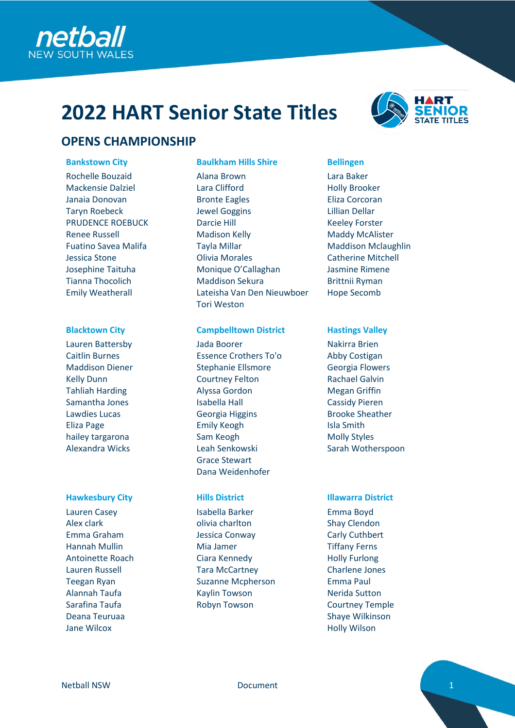# 2022 HART Senior State Titles

## OPENS CHAMPIONSHIP

### Bankstown City

Rochelle Bouzaid
Mackensie Dalziel
Janaia Donovan
Taryn Roebeck
PRUDENCE ROEBUCK
Renee Russell
Fuatino Savea Malifa
Jessica Stone
Josephine Taituha
Tianna Thocolich
Emily Weatherall

### Baulkham Hills Shire

Alana Brown
Lara Clifford
Bronte Eagles
Jewel Goggins
Darcie Hill
Madison Kelly
Tayla Millar
Olivia Morales
Monique O'Callaghan
Maddison Sekura
Lateisha Van Den Nieuwboer
Tori Weston

### Bellingen

Lara Baker
Holly Brooker
Eliza Corcoran
Lillian Dellar
Keeley Forster
Maddy McAlister
Maddison Mclaughlin
Catherine Mitchell
Jasmine Rimene
Brittnii Ryman
Hope Secomb

### Blacktown City

Lauren Battersby
Caitlin Burnes
Maddison Diener
Kelly Dunn
Tahliah Harding
Samantha Jones
Lawdies Lucas
Eliza Page
hailey targarona
Alexandra Wicks

### Campbelltown District

Jada Boorer
Essence Crothers To'o
Stephanie Ellsmore
Courtney Felton
Alyssa Gordon
Isabella Hall
Georgia Higgins
Emily Keogh
Sam Keogh
Leah Senkowski
Grace Stewart
Dana Weidenhofer

### Hastings Valley

Nakirra Brien
Abby Costigan
Georgia Flowers
Rachael Galvin
Megan Griffin
Cassidy Pieren
Brooke Sheather
Isla Smith
Molly Styles
Sarah Wotherspoon

### Hawkesbury City

Lauren Casey
Alex clark
Emma Graham
Hannah Mullin
Antoinette Roach
Lauren Russell
Teegan Ryan
Alannah Taufa
Sarafina Taufa
Deana Teuruaa
Jane Wilcox

### Hills District

Isabella Barker
olivia charlton
Jessica Conway
Mia Jamer
Ciara Kennedy
Tara McCartney
Suzanne Mcpherson
Kaylin Towson
Robyn Towson

### Illawarra District

Emma Boyd
Shay Clendon
Carly Cuthbert
Tiffany Ferns
Holly Furlong
Charlene Jones
Emma Paul
Nerida Sutton
Courtney Temple
Shaye Wilkinson
Holly Wilson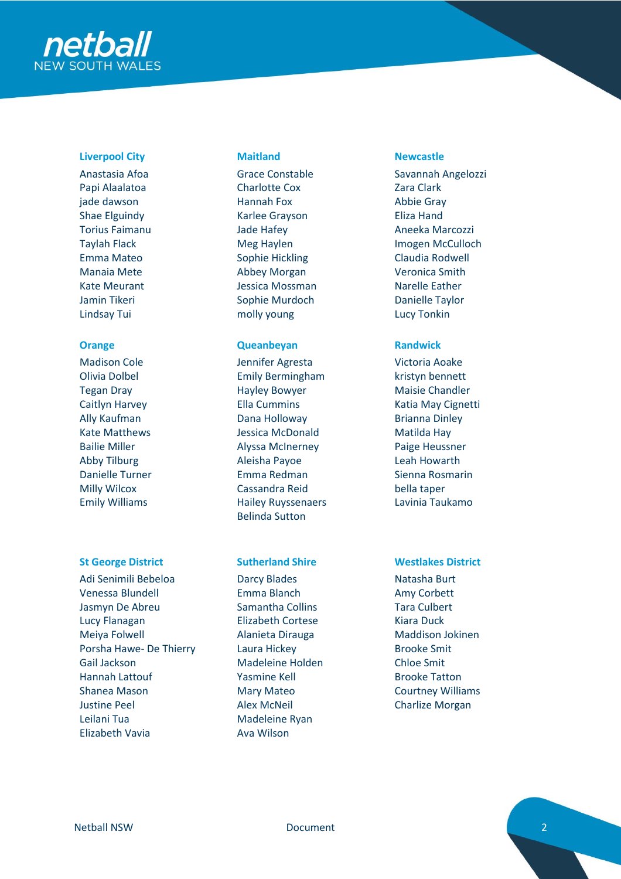### Liverpool City

Anastasia Afoa
Papi Alaalatoa
jade dawson
Shae Elguindy
Torius Faimanu
Taylah Flack
Emma Mateo
Manaia Mete
Kate Meurant
Jamin Tikeri
Lindsay Tui

### Maitland

Grace Constable
Charlotte Cox
Hannah Fox
Karlee Grayson
Jade Hafey
Meg Haylen
Sophie Hickling
Abbey Morgan
Jessica Mossman
Sophie Murdoch
molly young

### Newcastle

Savannah Angelozzi
Zara Clark
Abbie Gray
Eliza Hand
Aneeka Marcozzi
Imogen McCulloch
Claudia Rodwell
Veronica Smith
Narelle Eather
Danielle Taylor
Lucy Tonkin

### Orange

Madison Cole
Olivia Dolbel
Tegan Dray
Caitlyn Harvey
Ally Kaufman
Kate Matthews
Bailie Miller
Abby Tilburg
Danielle Turner
Milly Wilcox
Emily Williams

### Queanbeyan

Jennifer Agresta
Emily Bermingham
Hayley Bowyer
Ella Cummins
Dana Holloway
Jessica McDonald
Alyssa McInerney
Aleisha Payoe
Emma Redman
Cassandra Reid
Hailey Ruyssenaers
Belinda Sutton

### Randwick

Victoria Aoake
kristyn bennett
Maisie Chandler
Katia May Cignetti
Brianna Dinley
Matilda Hay
Paige Heussner
Leah Howarth
Sienna Rosmarin
bella taper
Lavinia Taukamo

### St George District

Adi Senimili Bebeloa
Venessa Blundell
Jasmyn De Abreu
Lucy Flanagan
Meiya Folwell
Porsha Hawe- De Thierry
Gail Jackson
Hannah Lattouf
Shanea Mason
Justine Peel
Leilani Tua
Elizabeth Vavia

### Sutherland Shire

Darcy Blades
Emma Blanch
Samantha Collins
Elizabeth Cortese
Alanieta Dirauga
Laura Hickey
Madeleine Holden
Yasmine Kell
Mary Mateo
Alex McNeil
Madeleine Ryan
Ava Wilson

### Westlakes District

Natasha Burt
Amy Corbett
Tara Culbert
Kiara Duck
Maddison Jokinen
Brooke Smit
Chloe Smit
Brooke Tatton
Courtney Williams
Charlize Morgan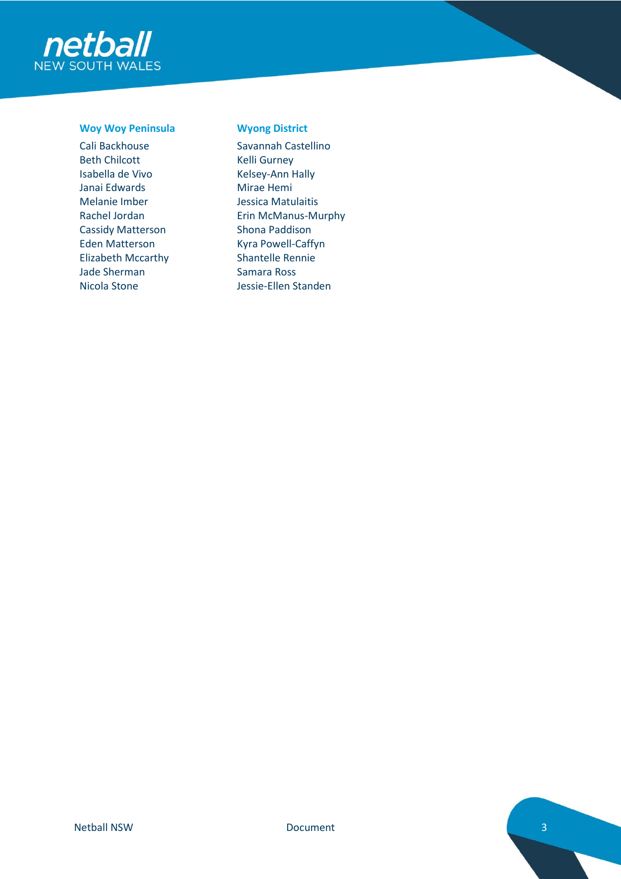### Woy Woy Peninsula

Cali Backhouse
Beth Chilcott
Isabella de Vivo
Janai Edwards
Melanie Imber
Rachel Jordan
Cassidy Matterson
Eden Matterson
Elizabeth Mccarthy
Jade Sherman
Nicola Stone

### Wyong District

Savannah Castellino
Kelli Gurney
Kelsey-Ann Hally
Mirae Hemi
Jessica Matulaitis
Erin McManus-Murphy
Shona Paddison
Kyra Powell-Caffyn
Shantelle Rennie
Samara Ross
Jessie-Ellen Standen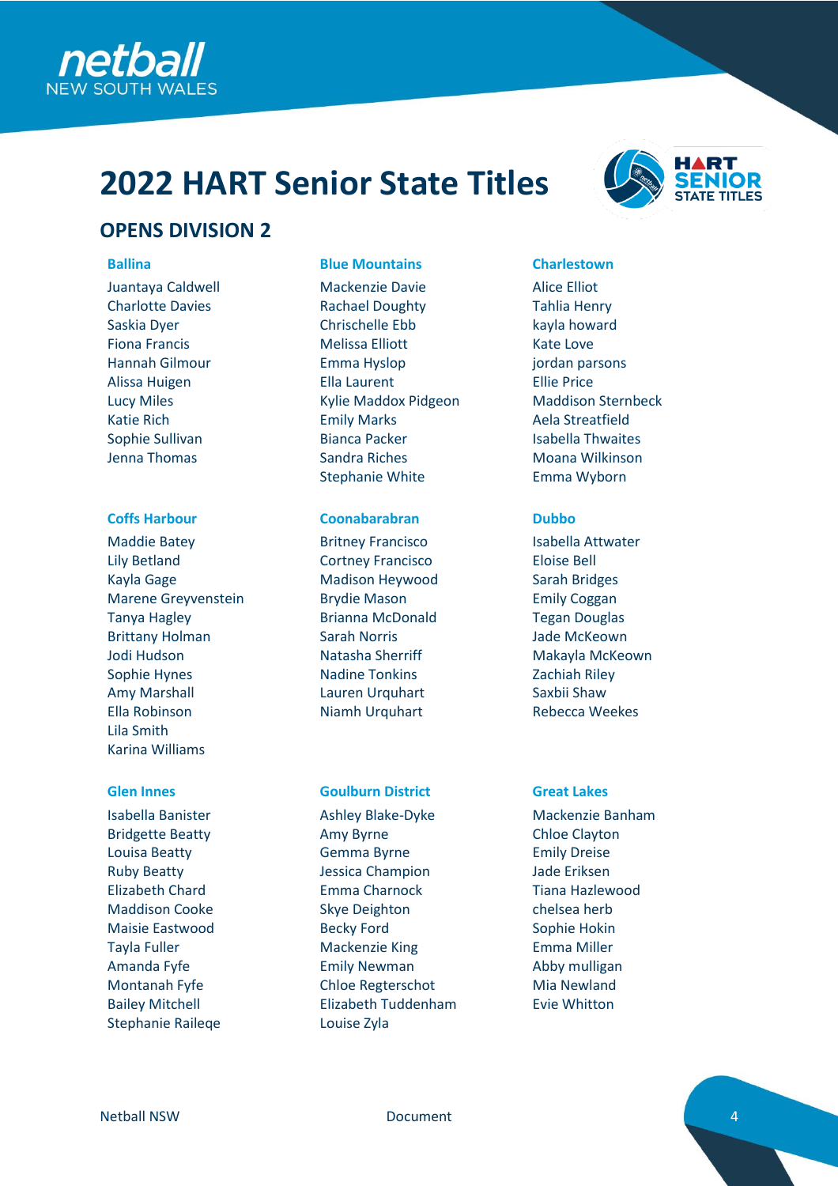# 2022 HART Senior State Titles

## OPENS DIVISION 2

### Ballina

Juantaya Caldwell
Charlotte Davies
Saskia Dyer
Fiona Francis
Hannah Gilmour
Alissa Huigen
Lucy Miles
Katie Rich
Sophie Sullivan
Jenna Thomas

### Blue Mountains

Mackenzie Davie
Rachael Doughty
Chrischelle Ebb
Melissa Elliott
Emma Hyslop
Ella Laurent
Kylie Maddox Pidgeon
Emily Marks
Bianca Packer
Sandra Riches
Stephanie White

### Charlestown

Alice Elliot
Tahlia Henry
kayla howard
Kate Love
jordan parsons
Ellie Price
Maddison Sternbeck
Aela Streatfield
Isabella Thwaites
Moana Wilkinson
Emma Wyborn

### Coffs Harbour

Maddie Batey
Lily Betland
Kayla Gage
Marene Greyvenstein
Tanya Hagley
Brittany Holman
Jodi Hudson
Sophie Hynes
Amy Marshall
Ella Robinson
Lila Smith
Karina Williams

### Coonabarabran

Britney Francisco
Cortney Francisco
Madison Heywood
Brydie Mason
Brianna McDonald
Sarah Norris
Natasha Sherriff
Nadine Tonkins
Lauren Urquhart
Niamh Urquhart

### Dubbo

Isabella Attwater
Eloise Bell
Sarah Bridges
Emily Coggan
Tegan Douglas
Jade McKeown
Makayla McKeown
Zachiah Riley
Saxbii Shaw
Rebecca Weekes

### Glen Innes

Isabella Banister
Bridgette Beatty
Louisa Beatty
Ruby Beatty
Elizabeth Chard
Maddison Cooke
Maisie Eastwood
Tayla Fuller
Amanda Fyfe
Montanah Fyfe
Bailey Mitchell
Stephanie Raileqe

### Goulburn District

Ashley Blake-Dyke
Amy Byrne
Gemma Byrne
Jessica Champion
Emma Charnock
Skye Deighton
Becky Ford
Mackenzie King
Emily Newman
Chloe Regterschot
Elizabeth Tuddenham
Louise Zyla

### Great Lakes

Mackenzie Banham
Chloe Clayton
Emily Dreise
Jade Eriksen
Tiana Hazlewood
chelsea herb
Sophie Hokin
Emma Miller
Abby mulligan
Mia Newland
Evie Whitton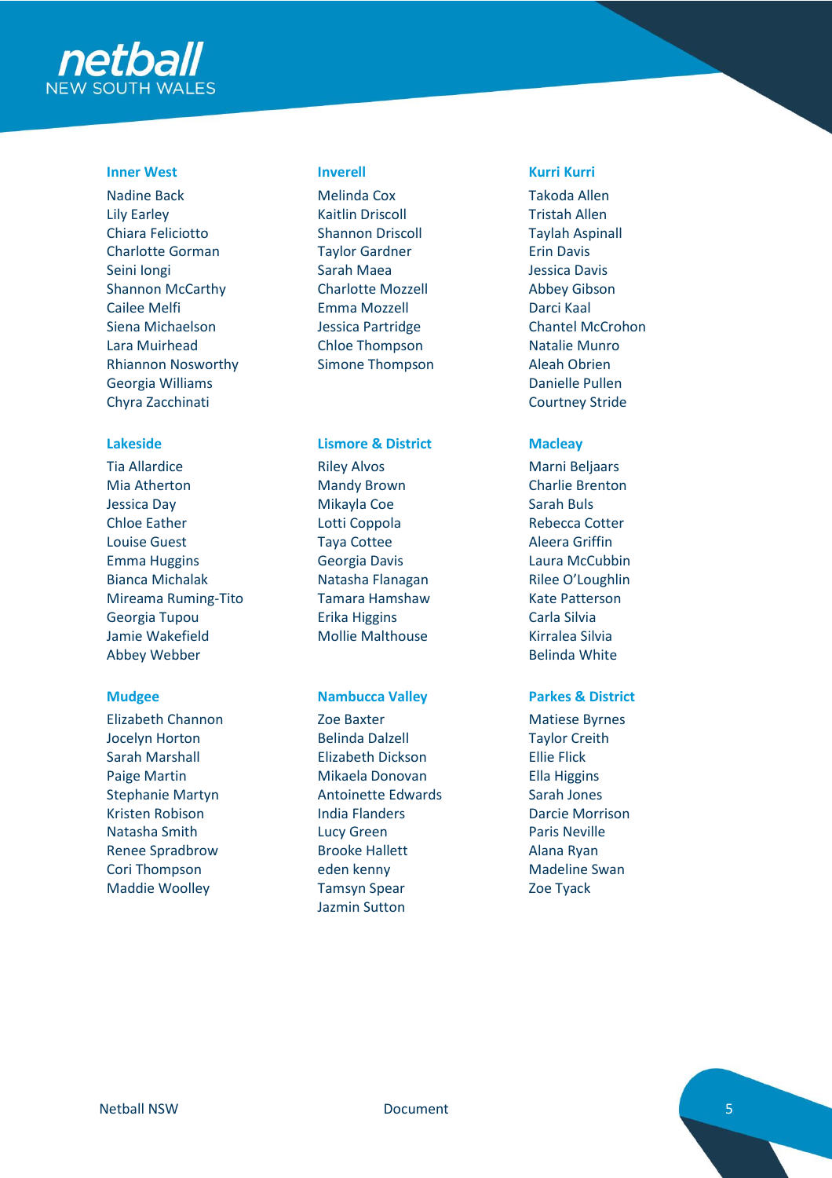### Inner West

Nadine Back
Lily Earley
Chiara Feliciotto
Charlotte Gorman
Seini Iongi
Shannon McCarthy
Cailee Melfi
Siena Michaelson
Lara Muirhead
Rhiannon Nosworthy
Georgia Williams
Chyra Zacchinati

### Inverell

Melinda Cox
Kaitlin Driscoll
Shannon Driscoll
Taylor Gardner
Sarah Maea
Charlotte Mozzell
Emma Mozzell
Jessica Partridge
Chloe Thompson
Simone Thompson

### Kurri Kurri

Takoda Allen
Tristah Allen
Taylah Aspinall
Erin Davis
Jessica Davis
Abbey Gibson
Darci Kaal
Chantel McCrohon
Natalie Munro
Aleah Obrien
Danielle Pullen
Courtney Stride

### Lakeside

Tia Allardice
Mia Atherton
Jessica Day
Chloe Eather
Louise Guest
Emma Huggins
Bianca Michalak
Mireama Ruming-Tito
Georgia Tupou
Jamie Wakefield
Abbey Webber

### Lismore & District

Riley Alvos
Mandy Brown
Mikayla Coe
Lotti Coppola
Taya Cottee
Georgia Davis
Natasha Flanagan
Tamara Hamshaw
Erika Higgins
Mollie Malthouse

### Macleay

Marni Beljaars
Charlie Brenton
Sarah Buls
Rebecca Cotter
Aleera Griffin
Laura McCubbin
Rilee O'Loughlin
Kate Patterson
Carla Silvia
Kirralea Silvia
Belinda White

### Mudgee

Elizabeth Channon
Jocelyn Horton
Sarah Marshall
Paige Martin
Stephanie Martyn
Kristen Robison
Natasha Smith
Renee Spradbrow
Cori Thompson
Maddie Woolley

### Nambucca Valley

Zoe Baxter
Belinda Dalzell
Elizabeth Dickson
Mikaela Donovan
Antoinette Edwards
India Flanders
Lucy Green
Brooke Hallett
eden kenny
Tamsyn Spear
Jazmin Sutton

### Parkes & District

Matiese Byrnes
Taylor Creith
Ellie Flick
Ella Higgins
Sarah Jones
Darcie Morrison
Paris Neville
Alana Ryan
Madeline Swan
Zoe Tyack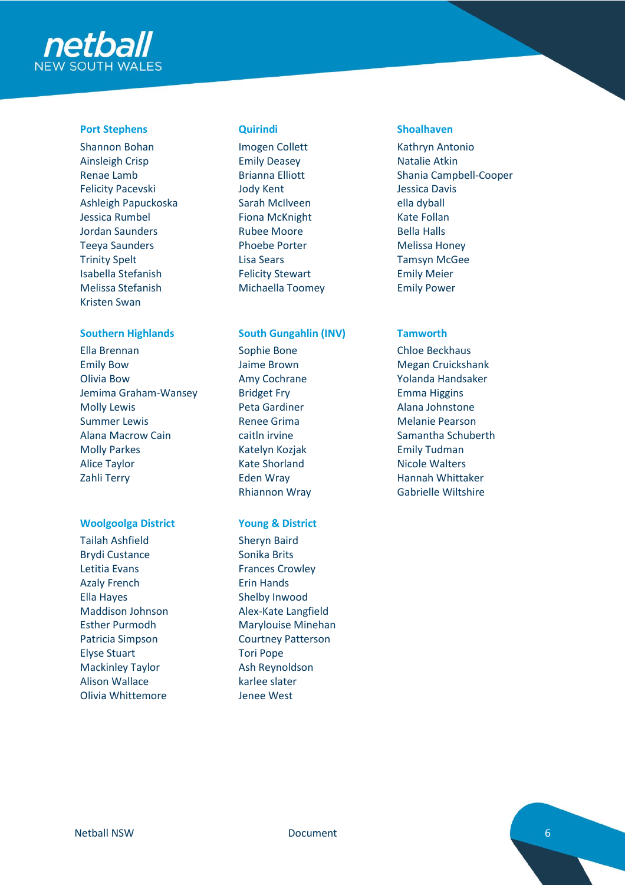### Port Stephens

Shannon Bohan
Ainsleigh Crisp
Renae Lamb
Felicity Pacevski
Ashleigh Papuckoska
Jessica Rumbel
Jordan Saunders
Teeya Saunders
Trinity Spelt
Isabella Stefanish
Melissa Stefanish
Kristen Swan

### Quirindi

Imogen Collett
Emily Deasey
Brianna Elliott
Jody Kent
Sarah McIlveen
Fiona McKnight
Rubee Moore
Phoebe Porter
Lisa Sears
Felicity Stewart
Michaella Toomey

### Shoalhaven

Kathryn Antonio
Natalie Atkin
Shania Campbell-Cooper
Jessica Davis
ella dyball
Kate Follan
Bella Halls
Melissa Honey
Tamsyn McGee
Emily Meier
Emily Power

### Southern Highlands

Ella Brennan
Emily Bow
Olivia Bow
Jemima Graham-Wansey
Molly Lewis
Summer Lewis
Alana Macrow Cain
Molly Parkes
Alice Taylor
Zahli Terry

### South Gungahlin (INV)

Sophie Bone
Jaime Brown
Amy Cochrane
Bridget Fry
Peta Gardiner
Renee Grima
caitln irvine
Katelyn Kozjak
Kate Shorland
Eden Wray
Rhiannon Wray

### Tamworth

Chloe Beckhaus
Megan Cruickshank
Yolanda Handsaker
Emma Higgins
Alana Johnstone
Melanie Pearson
Samantha Schuberth
Emily Tudman
Nicole Walters
Hannah Whittaker
Gabrielle Wiltshire

### Woolgoolga District

Tailah Ashfield
Brydi Custance
Letitia Evans
Azaly French
Ella Hayes
Maddison Johnson
Esther Purmodh
Patricia Simpson
Elyse Stuart
Mackinley Taylor
Alison Wallace
Olivia Whittemore

### Young & District

Sheryn Baird
Sonika Brits
Frances Crowley
Erin Hands
Shelby Inwood
Alex-Kate Langfield
Marylouise Minehan
Courtney Patterson
Tori Pope
Ash Reynoldson
karlee slater
Jenee West